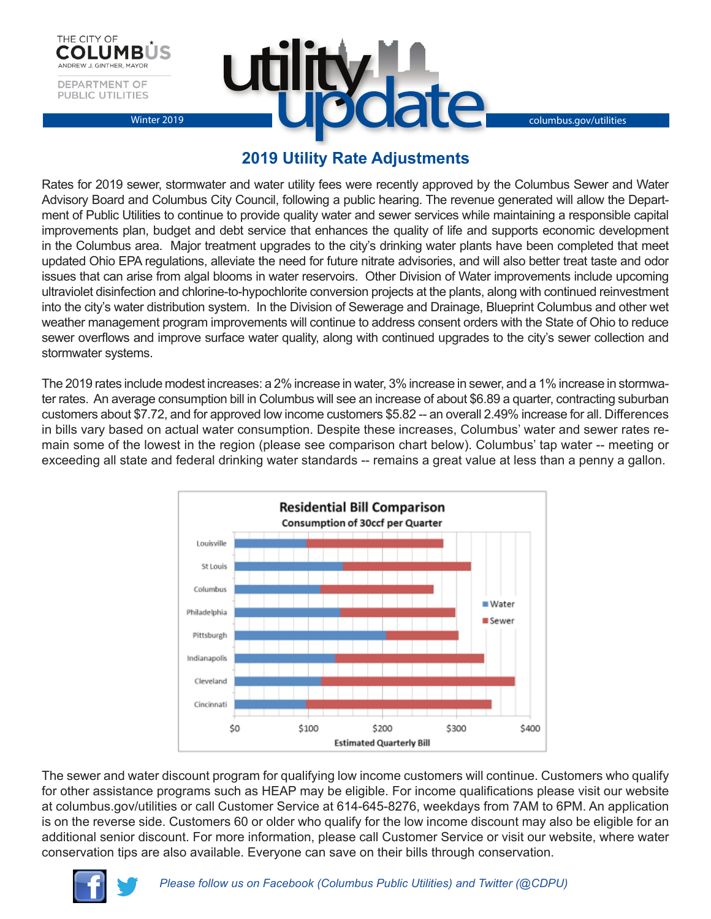THE CITY OF COLUMBUS
ANDREW J. GINTHER, MAYOR

DEPARTMENT OF PUBLIC UTILITIES

# utility update

Winter 2019 | columbus.gov/utilities

## 2019 Utility Rate Adjustments

Rates for 2019 sewer, stormwater and water utility fees were recently approved by the Columbus Sewer and Water Advisory Board and Columbus City Council, following a public hearing. The revenue generated will allow the Department of Public Utilities to continue to provide quality water and sewer services while maintaining a responsible capital improvements plan, budget and debt service that enhances the quality of life and supports economic development in the Columbus area. Major treatment upgrades to the city's drinking water plants have been completed that meet updated Ohio EPA regulations, alleviate the need for future nitrate advisories, and will also better treat taste and odor issues that can arise from algal blooms in water reservoirs. Other Division of Water improvements include upcoming ultraviolet disinfection and chlorine-to-hypochlorite conversion projects at the plants, along with continued reinvestment into the city's water distribution system. In the Division of Sewerage and Drainage, Blueprint Columbus and other wet weather management program improvements will continue to address consent orders with the State of Ohio to reduce sewer overflows and improve surface water quality, along with continued upgrades to the city's sewer collection and stormwater systems.

The 2019 rates include modest increases: a 2% increase in water, 3% increase in sewer, and a 1% increase in stormwater rates. An average consumption bill in Columbus will see an increase of about $6.89 a quarter, contracting suburban customers about $7.72, and for approved low income customers $5.82 -- an overall 2.49% increase for all. Differences in bills vary based on actual water consumption. Despite these increases, Columbus' water and sewer rates remain some of the lowest in the region (please see comparison chart below). Columbus' tap water -- meeting or exceeding all state and federal drinking water standards -- remains a great value at less than a penny a gallon.

**Residential Bill Comparison**
Consumption of 30ccf per Quarter

| City | Water | Sewer | Total (approx.) |
|---|---|---|---|
| Louisville | ~$97 | ~$185 | ~$282 |
| St Louis | ~$147 | ~$173 | ~$320 |
| Columbus | ~$116 | ~$153 | ~$269 |
| Philadelphia | ~$143 | ~$156 | ~$299 |
| Pittsburgh | ~$205 | ~$98 | ~$303 |
| Indianapolis | ~$137 | ~$201 | ~$338 |
| Cleveland | ~$117 | ~$263 | ~$380 |
| Cincinnati | ~$97 | ~$250 | ~$347 |

Estimated Quarterly Bill ($0–$400)

The sewer and water discount program for qualifying low income customers will continue. Customers who qualify for other assistance programs such as HEAP may be eligible. For income qualifications please visit our website at columbus.gov/utilities or call Customer Service at 614-645-8276, weekdays from 7AM to 6PM. An application is on the reverse side. Customers 60 or older who qualify for the low income discount may also be eligible for an additional senior discount. For more information, please call Customer Service or visit our website, where water conservation tips are also available. Everyone can save on their bills through conservation.

*Please follow us on Facebook (Columbus Public Utilities) and Twitter (@CDPU)*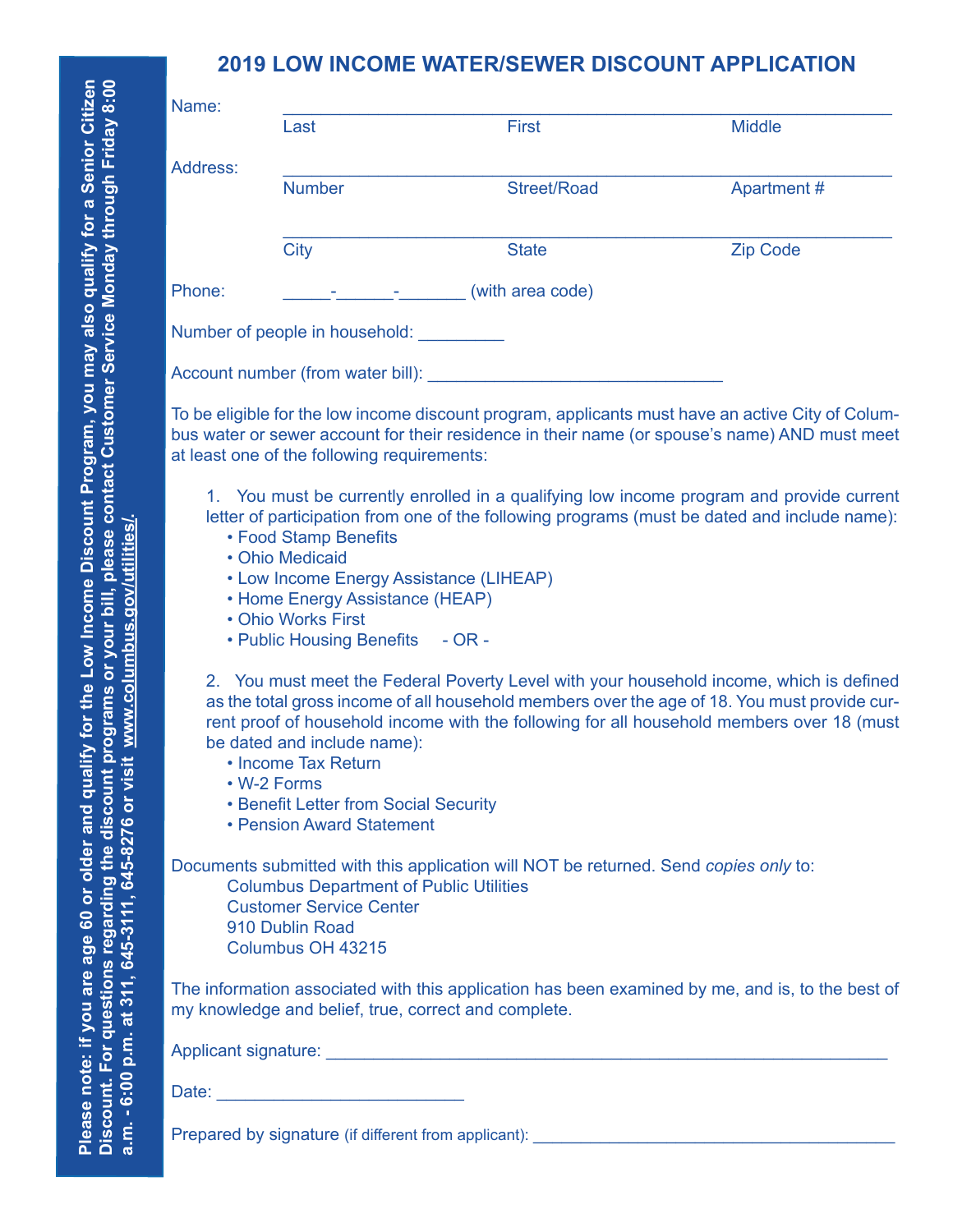# 2019 LOW INCOME WATER/SEWER DISCOUNT APPLICATION

**Please note: if you are age 60 or older and qualify for the Low Income Discount Program, you may also qualify for a Senior Citizen Discount. For questions regarding the discount programs or your bill, please contact Customer Service Monday through Friday 8:00 a.m. - 6:00 p.m. at 311, 645-3111, 645-8276 or visit www.columbus.gov/utilities/.**

Name: ____________________________________________
Last First Middle

Address: ____________________________________________
Number Street/Road Apartment #

____________________________________________
City State Zip Code

Phone: _____-______-_______ (with area code)

Number of people in household: _________

Account number (from water bill): ______________________________

To be eligible for the low income discount program, applicants must have an active City of Columbus water or sewer account for their residence in their name (or spouse's name) AND must meet at least one of the following requirements:

1. You must be currently enrolled in a qualifying low income program and provide current letter of participation from one of the following programs (must be dated and include name):
   - Food Stamp Benefits
   - Ohio Medicaid
   - Low Income Energy Assistance (LIHEAP)
   - Home Energy Assistance (HEAP)
   - Ohio Works First
   - Public Housing Benefits - OR -

2. You must meet the Federal Poverty Level with your household income, which is defined as the total gross income of all household members over the age of 18. You must provide current proof of household income with the following for all household members over 18 (must be dated and include name):
   - Income Tax Return
   - W-2 Forms
   - Benefit Letter from Social Security
   - Pension Award Statement

Documents submitted with this application will NOT be returned. Send *copies only* to:

Columbus Department of Public Utilities
Customer Service Center
910 Dublin Road
Columbus OH 43215

The information associated with this application has been examined by me, and is, to the best of my knowledge and belief, true, correct and complete.

Applicant signature: ____________________________________________

Date: _________________________

Prepared by signature (if different from applicant): ______________________________